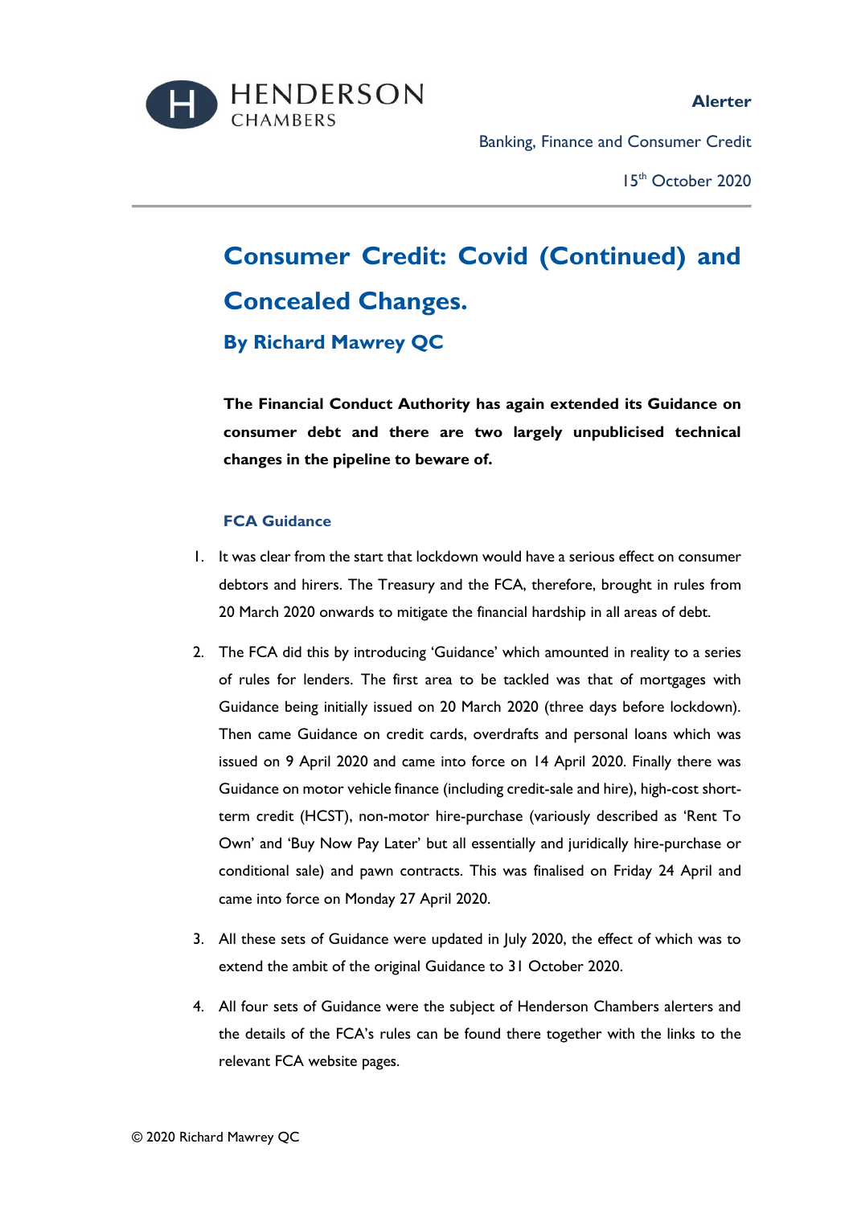HENDERSON CHAMBERS

**Alerter**

Banking, Finance and Consumer Credit

15th October 2020

# Consumer Credit: Covid (Continued) and Concealed Changes.

### By Richard Mawrey QC

**The Financial Conduct Authority has again extended its Guidance on consumer debt and there are two largely unpublicised technical changes in the pipeline to beware of.**

## FCA Guidance

1. It was clear from the start that lockdown would have a serious effect on consumer debtors and hirers. The Treasury and the FCA, therefore, brought in rules from 20 March 2020 onwards to mitigate the financial hardship in all areas of debt.

2. The FCA did this by introducing 'Guidance' which amounted in reality to a series of rules for lenders. The first area to be tackled was that of mortgages with Guidance being initially issued on 20 March 2020 (three days before lockdown). Then came Guidance on credit cards, overdrafts and personal loans which was issued on 9 April 2020 and came into force on 14 April 2020. Finally there was Guidance on motor vehicle finance (including credit-sale and hire), high-cost short-term credit (HCST), non-motor hire-purchase (variously described as 'Rent To Own' and 'Buy Now Pay Later' but all essentially and juridically hire-purchase or conditional sale) and pawn contracts. This was finalised on Friday 24 April and came into force on Monday 27 April 2020.

3. All these sets of Guidance were updated in July 2020, the effect of which was to extend the ambit of the original Guidance to 31 October 2020.

4. All four sets of Guidance were the subject of Henderson Chambers alerters and the details of the FCA's rules can be found there together with the links to the relevant FCA website pages.

© 2020 Richard Mawrey QC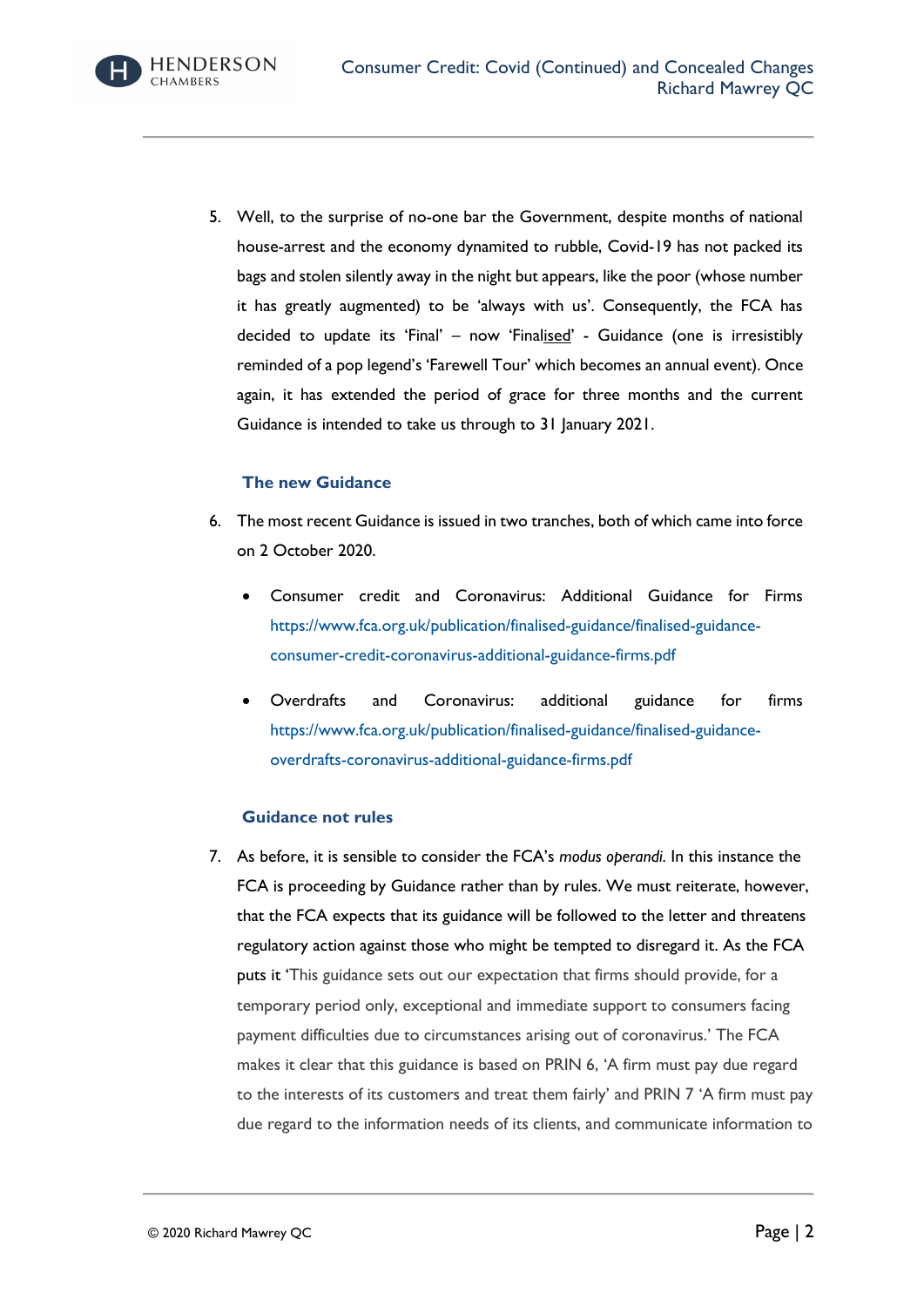5. Well, to the surprise of no-one bar the Government, despite months of national house-arrest and the economy dynamited to rubble, Covid-19 has not packed its bags and stolen silently away in the night but appears, like the poor (whose number it has greatly augmented) to be 'always with us'. Consequently, the FCA has decided to update its 'Final' – now 'Final<u>ised</u>' - Guidance (one is irresistibly reminded of a pop legend's 'Farewell Tour' which becomes an annual event). Once again, it has extended the period of grace for three months and the current Guidance is intended to take us through to 31 January 2021.

### The new Guidance

6. The most recent Guidance is issued in two tranches, both of which came into force on 2 October 2020.

   - Consumer credit and Coronavirus: Additional Guidance for Firms https://www.fca.org.uk/publication/finalised-guidance/finalised-guidance-consumer-credit-coronavirus-additional-guidance-firms.pdf

   - Overdrafts and Coronavirus: additional guidance for firms https://www.fca.org.uk/publication/finalised-guidance/finalised-guidance-overdrafts-coronavirus-additional-guidance-firms.pdf

### Guidance not rules

7. As before, it is sensible to consider the FCA's *modus operandi.* In this instance the FCA is proceeding by Guidance rather than by rules. We must reiterate, however, that the FCA expects that its guidance will be followed to the letter and threatens regulatory action against those who might be tempted to disregard it. As the FCA puts it 'This guidance sets out our expectation that firms should provide, for a temporary period only, exceptional and immediate support to consumers facing payment difficulties due to circumstances arising out of coronavirus.' The FCA makes it clear that this guidance is based on PRIN 6, 'A firm must pay due regard to the interests of its customers and treat them fairly' and PRIN 7 'A firm must pay due regard to the information needs of its clients, and communicate information to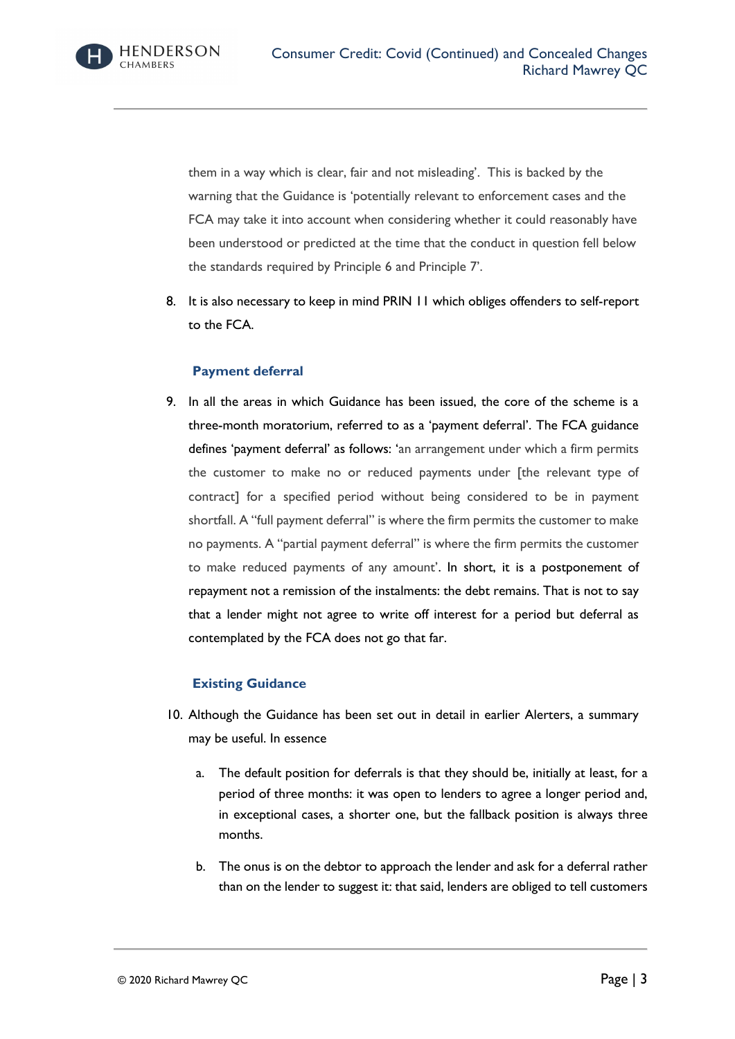them in a way which is clear, fair and not misleading'. This is backed by the warning that the Guidance is 'potentially relevant to enforcement cases and the FCA may take it into account when considering whether it could reasonably have been understood or predicted at the time that the conduct in question fell below the standards required by Principle 6 and Principle 7'.

8. It is also necessary to keep in mind PRIN 11 which obliges offenders to self-report to the FCA.

### Payment deferral

9. In all the areas in which Guidance has been issued, the core of the scheme is a three-month moratorium, referred to as a 'payment deferral'. The FCA guidance defines 'payment deferral' as follows: 'an arrangement under which a firm permits the customer to make no or reduced payments under [the relevant type of contract] for a specified period without being considered to be in payment shortfall. A "full payment deferral" is where the firm permits the customer to make no payments. A "partial payment deferral" is where the firm permits the customer to make reduced payments of any amount'. In short, it is a postponement of repayment not a remission of the instalments: the debt remains. That is not to say that a lender might not agree to write off interest for a period but deferral as contemplated by the FCA does not go that far.

### Existing Guidance

10. Although the Guidance has been set out in detail in earlier Alerters, a summary may be useful. In essence

    a. The default position for deferrals is that they should be, initially at least, for a period of three months: it was open to lenders to agree a longer period and, in exceptional cases, a shorter one, but the fallback position is always three months.

    b. The onus is on the debtor to approach the lender and ask for a deferral rather than on the lender to suggest it: that said, lenders are obliged to tell customers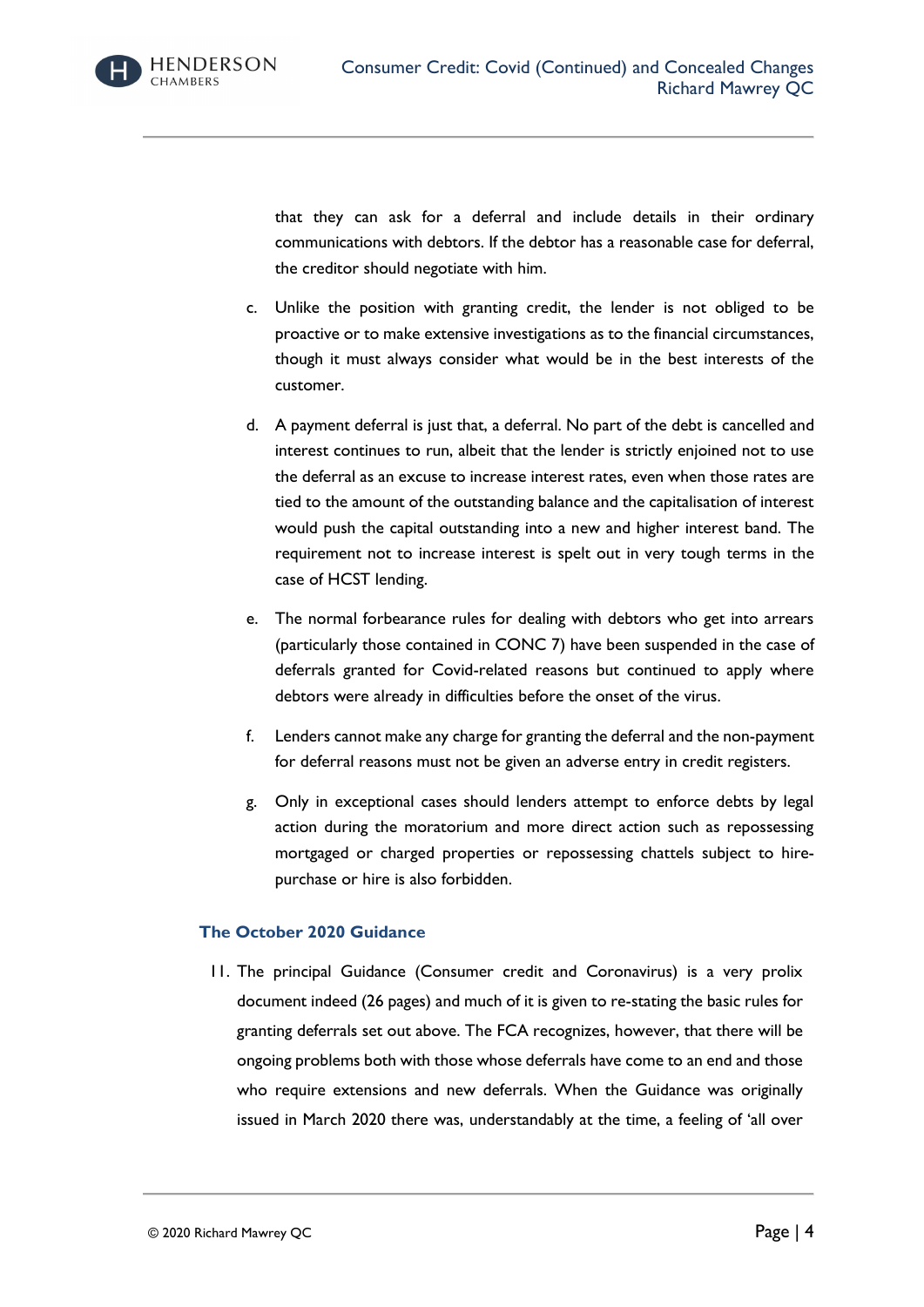that they can ask for a deferral and include details in their ordinary communications with debtors. If the debtor has a reasonable case for deferral, the creditor should negotiate with him.

c. Unlike the position with granting credit, the lender is not obliged to be proactive or to make extensive investigations as to the financial circumstances, though it must always consider what would be in the best interests of the customer.

d. A payment deferral is just that, a deferral. No part of the debt is cancelled and interest continues to run, albeit that the lender is strictly enjoined not to use the deferral as an excuse to increase interest rates, even when those rates are tied to the amount of the outstanding balance and the capitalisation of interest would push the capital outstanding into a new and higher interest band. The requirement not to increase interest is spelt out in very tough terms in the case of HCST lending.

e. The normal forbearance rules for dealing with debtors who get into arrears (particularly those contained in CONC 7) have been suspended in the case of deferrals granted for Covid-related reasons but continued to apply where debtors were already in difficulties before the onset of the virus.

f. Lenders cannot make any charge for granting the deferral and the non-payment for deferral reasons must not be given an adverse entry in credit registers.

g. Only in exceptional cases should lenders attempt to enforce debts by legal action during the moratorium and more direct action such as repossessing mortgaged or charged properties or repossessing chattels subject to hire-purchase or hire is also forbidden.

### The October 2020 Guidance

11. The principal Guidance (Consumer credit and Coronavirus) is a very prolix document indeed (26 pages) and much of it is given to re-stating the basic rules for granting deferrals set out above. The FCA recognizes, however, that there will be ongoing problems both with those whose deferrals have come to an end and those who require extensions and new deferrals. When the Guidance was originally issued in March 2020 there was, understandably at the time, a feeling of 'all over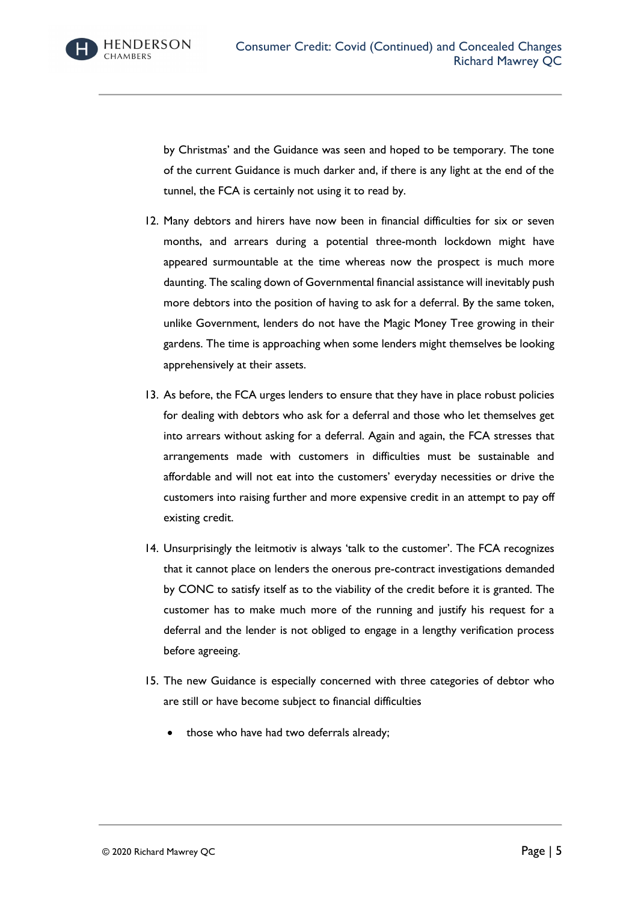by Christmas' and the Guidance was seen and hoped to be temporary. The tone of the current Guidance is much darker and, if there is any light at the end of the tunnel, the FCA is certainly not using it to read by.

12. Many debtors and hirers have now been in financial difficulties for six or seven months, and arrears during a potential three-month lockdown might have appeared surmountable at the time whereas now the prospect is much more daunting. The scaling down of Governmental financial assistance will inevitably push more debtors into the position of having to ask for a deferral. By the same token, unlike Government, lenders do not have the Magic Money Tree growing in their gardens. The time is approaching when some lenders might themselves be looking apprehensively at their assets.

13. As before, the FCA urges lenders to ensure that they have in place robust policies for dealing with debtors who ask for a deferral and those who let themselves get into arrears without asking for a deferral. Again and again, the FCA stresses that arrangements made with customers in difficulties must be sustainable and affordable and will not eat into the customers' everyday necessities or drive the customers into raising further and more expensive credit in an attempt to pay off existing credit.

14. Unsurprisingly the leitmotiv is always 'talk to the customer'. The FCA recognizes that it cannot place on lenders the onerous pre-contract investigations demanded by CONC to satisfy itself as to the viability of the credit before it is granted. The customer has to make much more of the running and justify his request for a deferral and the lender is not obliged to engage in a lengthy verification process before agreeing.

15. The new Guidance is especially concerned with three categories of debtor who are still or have become subject to financial difficulties

    - those who have had two deferrals already;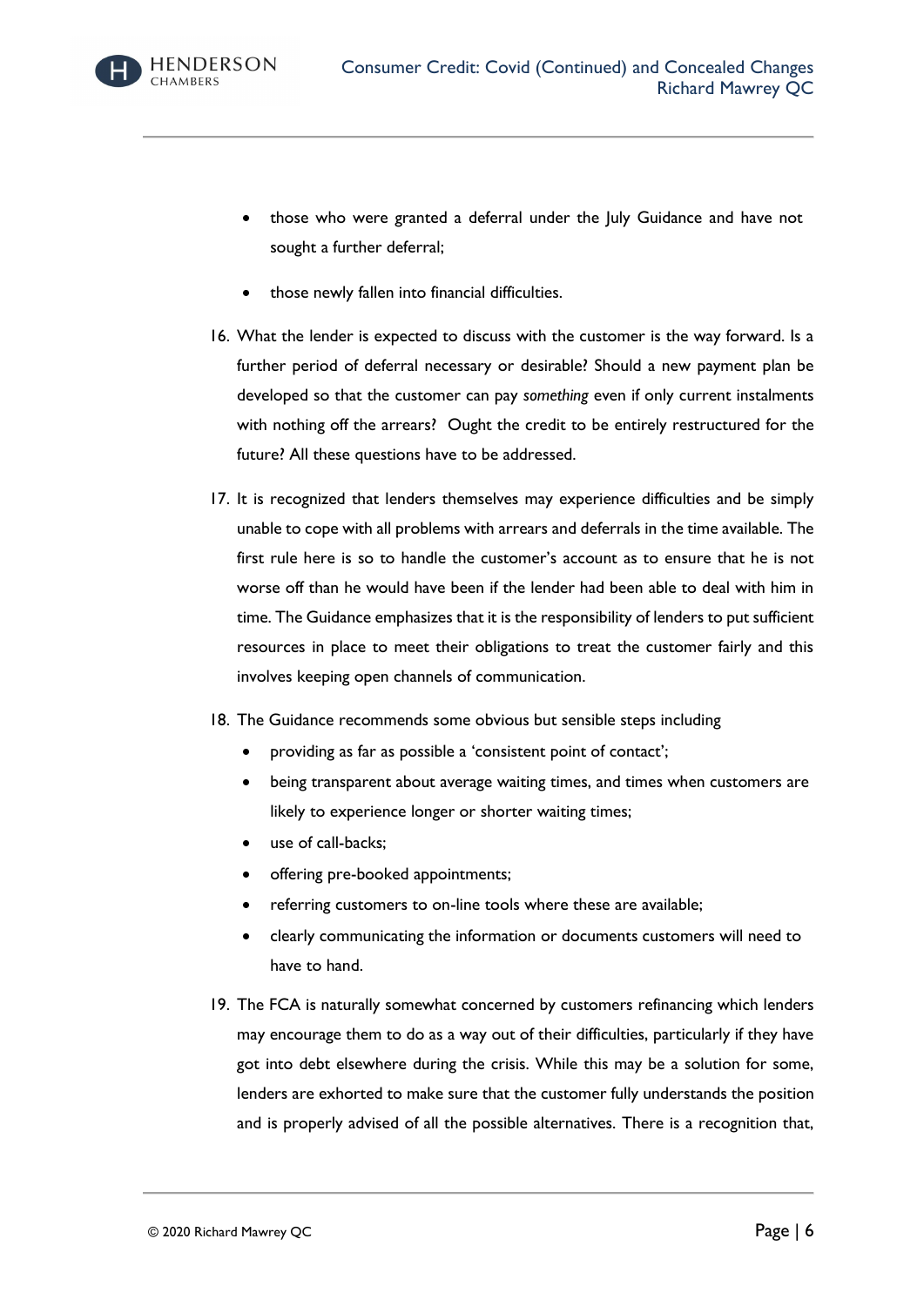- those who were granted a deferral under the July Guidance and have not sought a further deferral;
- those newly fallen into financial difficulties.

16. What the lender is expected to discuss with the customer is the way forward. Is a further period of deferral necessary or desirable? Should a new payment plan be developed so that the customer can pay *something* even if only current instalments with nothing off the arrears? Ought the credit to be entirely restructured for the future? All these questions have to be addressed.

17. It is recognized that lenders themselves may experience difficulties and be simply unable to cope with all problems with arrears and deferrals in the time available. The first rule here is so to handle the customer's account as to ensure that he is not worse off than he would have been if the lender had been able to deal with him in time. The Guidance emphasizes that it is the responsibility of lenders to put sufficient resources in place to meet their obligations to treat the customer fairly and this involves keeping open channels of communication.

18. The Guidance recommends some obvious but sensible steps including
    - providing as far as possible a 'consistent point of contact';
    - being transparent about average waiting times, and times when customers are likely to experience longer or shorter waiting times;
    - use of call-backs;
    - offering pre-booked appointments;
    - referring customers to on-line tools where these are available;
    - clearly communicating the information or documents customers will need to have to hand.

19. The FCA is naturally somewhat concerned by customers refinancing which lenders may encourage them to do as a way out of their difficulties, particularly if they have got into debt elsewhere during the crisis. While this may be a solution for some, lenders are exhorted to make sure that the customer fully understands the position and is properly advised of all the possible alternatives. There is a recognition that,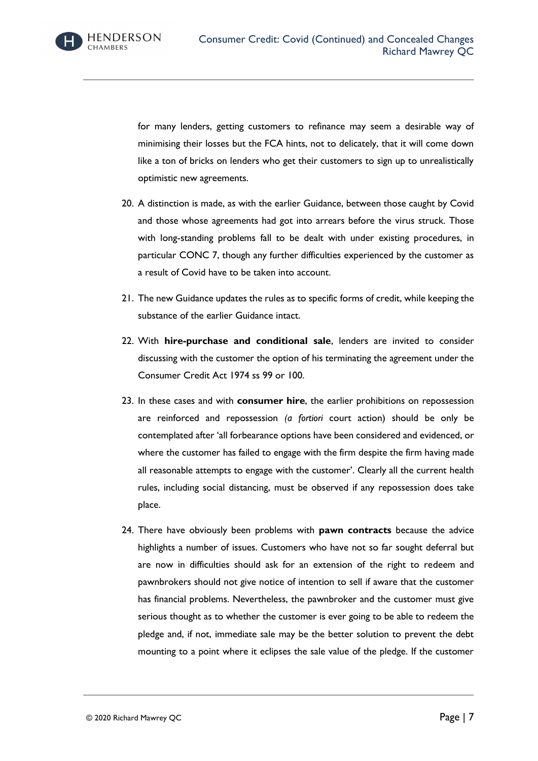for many lenders, getting customers to refinance may seem a desirable way of minimising their losses but the FCA hints, not to delicately, that it will come down like a ton of bricks on lenders who get their customers to sign up to unrealistically optimistic new agreements.

20. A distinction is made, as with the earlier Guidance, between those caught by Covid and those whose agreements had got into arrears before the virus struck. Those with long-standing problems fall to be dealt with under existing procedures, in particular CONC 7, though any further difficulties experienced by the customer as a result of Covid have to be taken into account.

21. The new Guidance updates the rules as to specific forms of credit, while keeping the substance of the earlier Guidance intact.

22. With **hire-purchase and conditional sale**, lenders are invited to consider discussing with the customer the option of his terminating the agreement under the Consumer Credit Act 1974 ss 99 or 100.

23. In these cases and with **consumer hire**, the earlier prohibitions on repossession are reinforced and repossession *(a fortiori* court action) should be only be contemplated after 'all forbearance options have been considered and evidenced, or where the customer has failed to engage with the firm despite the firm having made all reasonable attempts to engage with the customer'. Clearly all the current health rules, including social distancing, must be observed if any repossession does take place.

24. There have obviously been problems with **pawn contracts** because the advice highlights a number of issues. Customers who have not so far sought deferral but are now in difficulties should ask for an extension of the right to redeem and pawnbrokers should not give notice of intention to sell if aware that the customer has financial problems. Nevertheless, the pawnbroker and the customer must give serious thought as to whether the customer is ever going to be able to redeem the pledge and, if not, immediate sale may be the better solution to prevent the debt mounting to a point where it eclipses the sale value of the pledge. If the customer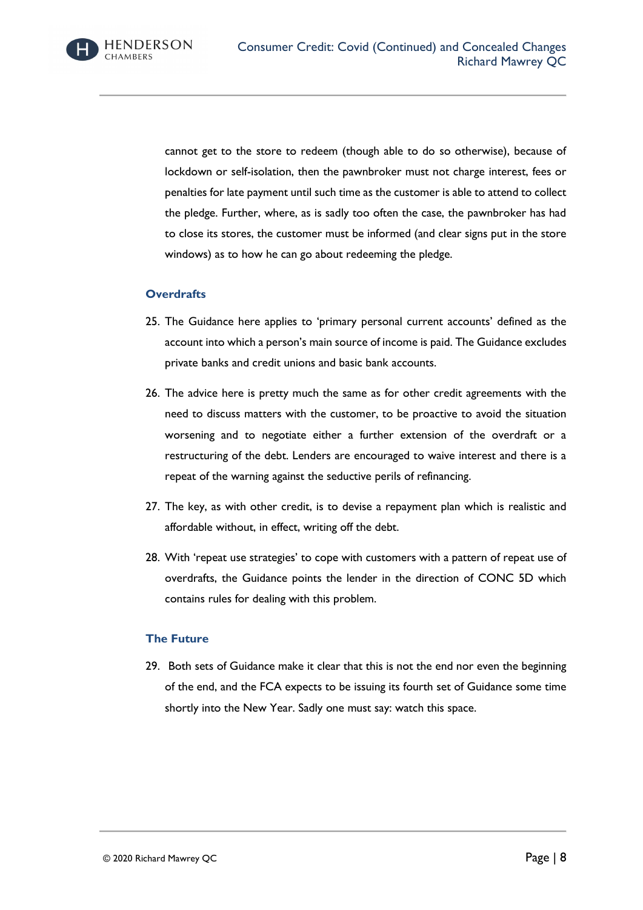cannot get to the store to redeem (though able to do so otherwise), because of lockdown or self-isolation, then the pawnbroker must not charge interest, fees or penalties for late payment until such time as the customer is able to attend to collect the pledge. Further, where, as is sadly too often the case, the pawnbroker has had to close its stores, the customer must be informed (and clear signs put in the store windows) as to how he can go about redeeming the pledge.

### Overdrafts

25. The Guidance here applies to 'primary personal current accounts' defined as the account into which a person's main source of income is paid. The Guidance excludes private banks and credit unions and basic bank accounts.

26. The advice here is pretty much the same as for other credit agreements with the need to discuss matters with the customer, to be proactive to avoid the situation worsening and to negotiate either a further extension of the overdraft or a restructuring of the debt. Lenders are encouraged to waive interest and there is a repeat of the warning against the seductive perils of refinancing.

27. The key, as with other credit, is to devise a repayment plan which is realistic and affordable without, in effect, writing off the debt.

28. With 'repeat use strategies' to cope with customers with a pattern of repeat use of overdrafts, the Guidance points the lender in the direction of CONC 5D which contains rules for dealing with this problem.

### The Future

29. Both sets of Guidance make it clear that this is not the end nor even the beginning of the end, and the FCA expects to be issuing its fourth set of Guidance some time shortly into the New Year. Sadly one must say: watch this space.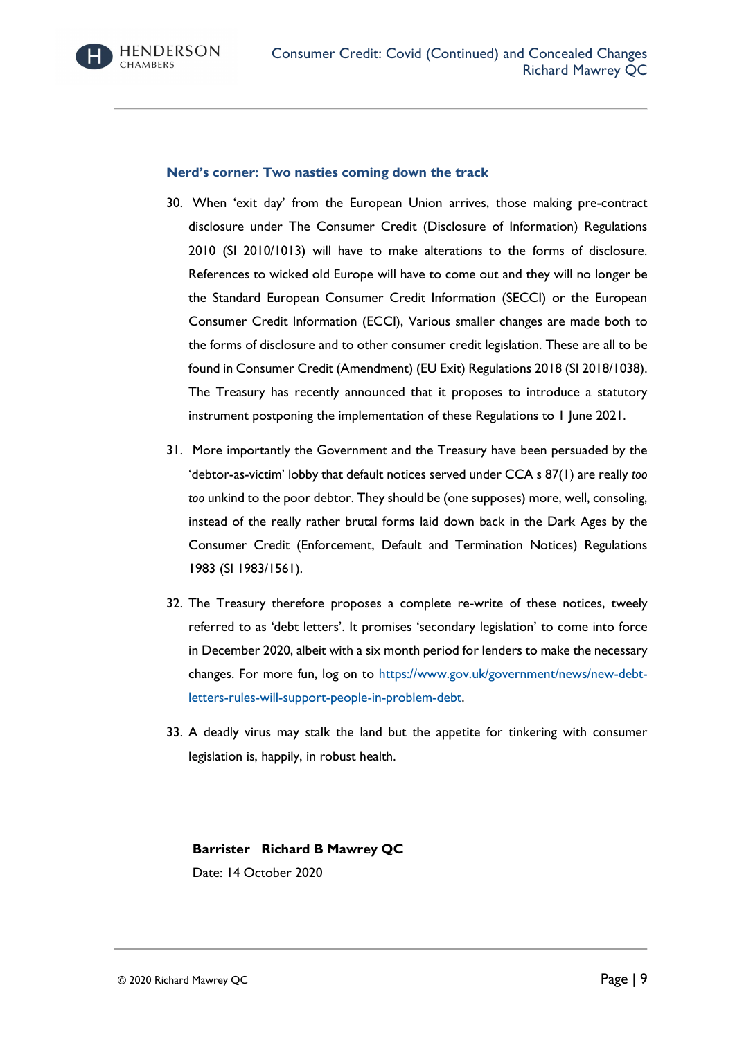### Nerd's corner: Two nasties coming down the track

30. When 'exit day' from the European Union arrives, those making pre-contract disclosure under The Consumer Credit (Disclosure of Information) Regulations 2010 (SI 2010/1013) will have to make alterations to the forms of disclosure. References to wicked old Europe will have to come out and they will no longer be the Standard European Consumer Credit Information (SECCI) or the European Consumer Credit Information (ECCI), Various smaller changes are made both to the forms of disclosure and to other consumer credit legislation. These are all to be found in Consumer Credit (Amendment) (EU Exit) Regulations 2018 (SI 2018/1038). The Treasury has recently announced that it proposes to introduce a statutory instrument postponing the implementation of these Regulations to 1 June 2021.

31. More importantly the Government and the Treasury have been persuaded by the 'debtor-as-victim' lobby that default notices served under CCA s 87(1) are really *too too* unkind to the poor debtor. They should be (one supposes) more, well, consoling, instead of the really rather brutal forms laid down back in the Dark Ages by the Consumer Credit (Enforcement, Default and Termination Notices) Regulations 1983 (SI 1983/1561).

32. The Treasury therefore proposes a complete re-write of these notices, tweely referred to as 'debt letters'. It promises 'secondary legislation' to come into force in December 2020, albeit with a six month period for lenders to make the necessary changes. For more fun, log on to https://www.gov.uk/government/news/new-debt-letters-rules-will-support-people-in-problem-debt.

33. A deadly virus may stalk the land but the appetite for tinkering with consumer legislation is, happily, in robust health.

**Barrister Richard B Mawrey QC**

Date: 14 October 2020

© 2020 Richard Mawrey QC